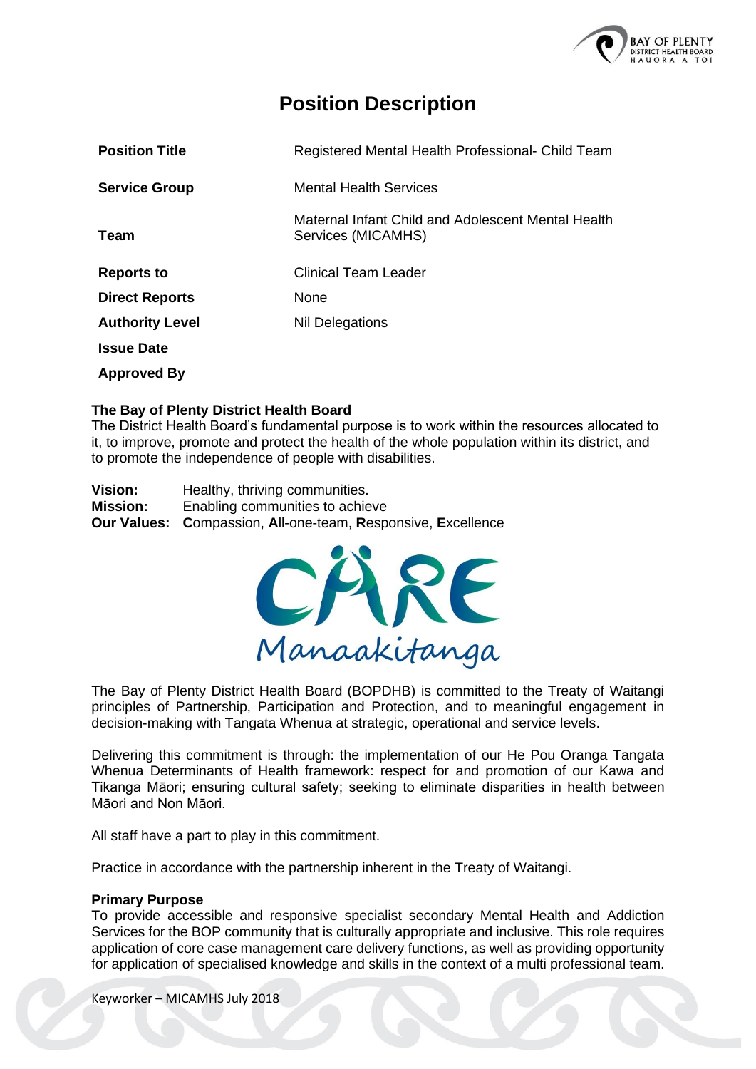# Position Description

| | |
|---|---|
| **Position Title** | Registered Mental Health Professional- Child Team |
| **Service Group** | Mental Health Services |
| **Team** | Maternal Infant Child and Adolescent Mental Health Services (MICAMHS) |
| **Reports to** | Clinical Team Leader |
| **Direct Reports** | None |
| **Authority Level** | Nil Delegations |
| **Issue Date** | |
| **Approved By** | |

**The Bay of Plenty District Health Board**

The District Health Board's fundamental purpose is to work within the resources allocated to it, to improve, promote and protect the health of the whole population within its district, and to promote the independence of people with disabilities.

**Vision:** Healthy, thriving communities.
**Mission:** Enabling communities to achieve
**Our Values:** **C**ompassion, **A**ll-one-team, **R**esponsive, **E**xcellence

CARE Manaakitanga

The Bay of Plenty District Health Board (BOPDHB) is committed to the Treaty of Waitangi principles of Partnership, Participation and Protection, and to meaningful engagement in decision-making with Tangata Whenua at strategic, operational and service levels.

Delivering this commitment is through: the implementation of our He Pou Oranga Tangata Whenua Determinants of Health framework: respect for and promotion of our Kawa and Tikanga Māori; ensuring cultural safety; seeking to eliminate disparities in health between Māori and Non Māori.

All staff have a part to play in this commitment.

Practice in accordance with the partnership inherent in the Treaty of Waitangi.

**Primary Purpose**

To provide accessible and responsive specialist secondary Mental Health and Addiction Services for the BOP community that is culturally appropriate and inclusive. This role requires application of core case management care delivery functions, as well as providing opportunity for application of specialised knowledge and skills in the context of a multi professional team.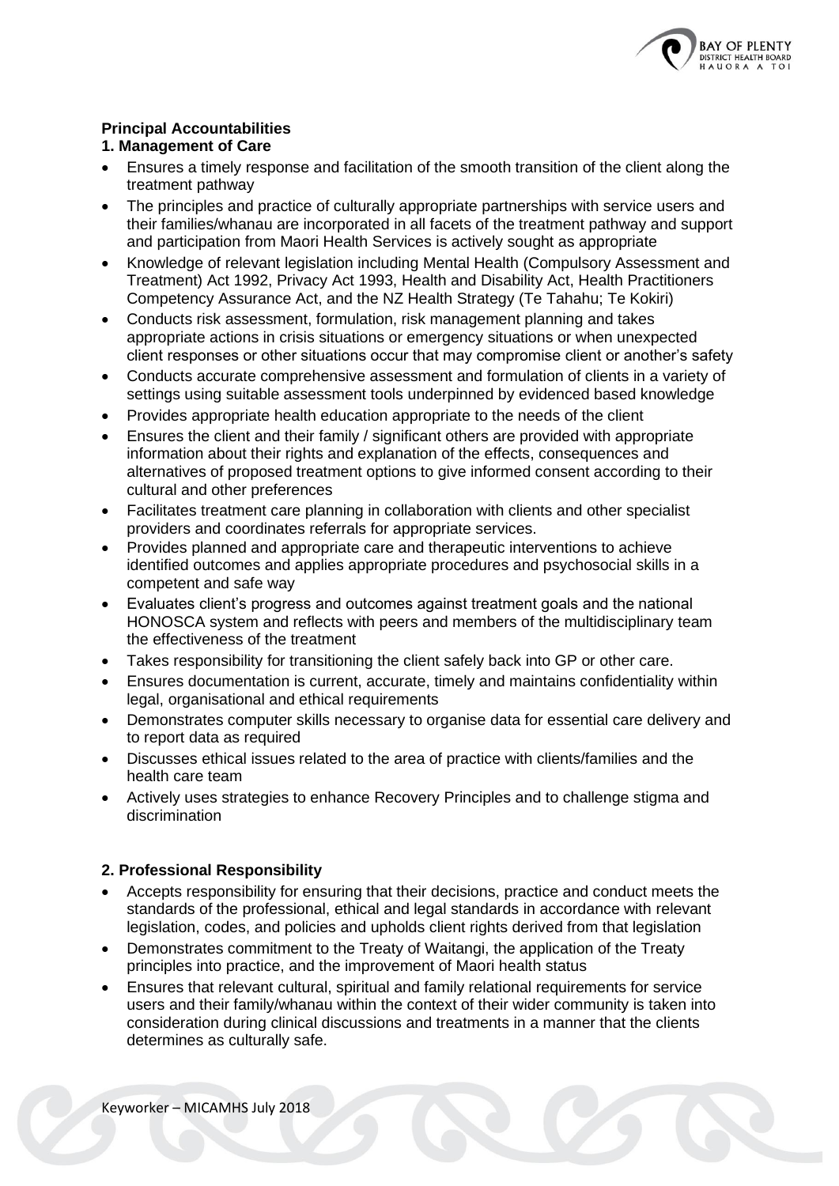**Principal Accountabilities**

**1. Management of Care**

- Ensures a timely response and facilitation of the smooth transition of the client along the treatment pathway
- The principles and practice of culturally appropriate partnerships with service users and their families/whanau are incorporated in all facets of the treatment pathway and support and participation from Maori Health Services is actively sought as appropriate
- Knowledge of relevant legislation including Mental Health (Compulsory Assessment and Treatment) Act 1992, Privacy Act 1993, Health and Disability Act, Health Practitioners Competency Assurance Act, and the NZ Health Strategy (Te Tahahu; Te Kokiri)
- Conducts risk assessment, formulation, risk management planning and takes appropriate actions in crisis situations or emergency situations or when unexpected client responses or other situations occur that may compromise client or another's safety
- Conducts accurate comprehensive assessment and formulation of clients in a variety of settings using suitable assessment tools underpinned by evidenced based knowledge
- Provides appropriate health education appropriate to the needs of the client
- Ensures the client and their family / significant others are provided with appropriate information about their rights and explanation of the effects, consequences and alternatives of proposed treatment options to give informed consent according to their cultural and other preferences
- Facilitates treatment care planning in collaboration with clients and other specialist providers and coordinates referrals for appropriate services.
- Provides planned and appropriate care and therapeutic interventions to achieve identified outcomes and applies appropriate procedures and psychosocial skills in a competent and safe way
- Evaluates client's progress and outcomes against treatment goals and the national HONOSCA system and reflects with peers and members of the multidisciplinary team the effectiveness of the treatment
- Takes responsibility for transitioning the client safely back into GP or other care.
- Ensures documentation is current, accurate, timely and maintains confidentiality within legal, organisational and ethical requirements
- Demonstrates computer skills necessary to organise data for essential care delivery and to report data as required
- Discusses ethical issues related to the area of practice with clients/families and the health care team
- Actively uses strategies to enhance Recovery Principles and to challenge stigma and discrimination

**2. Professional Responsibility**

- Accepts responsibility for ensuring that their decisions, practice and conduct meets the standards of the professional, ethical and legal standards in accordance with relevant legislation, codes, and policies and upholds client rights derived from that legislation
- Demonstrates commitment to the Treaty of Waitangi, the application of the Treaty principles into practice, and the improvement of Maori health status
- Ensures that relevant cultural, spiritual and family relational requirements for service users and their family/whanau within the context of their wider community is taken into consideration during clinical discussions and treatments in a manner that the clients determines as culturally safe.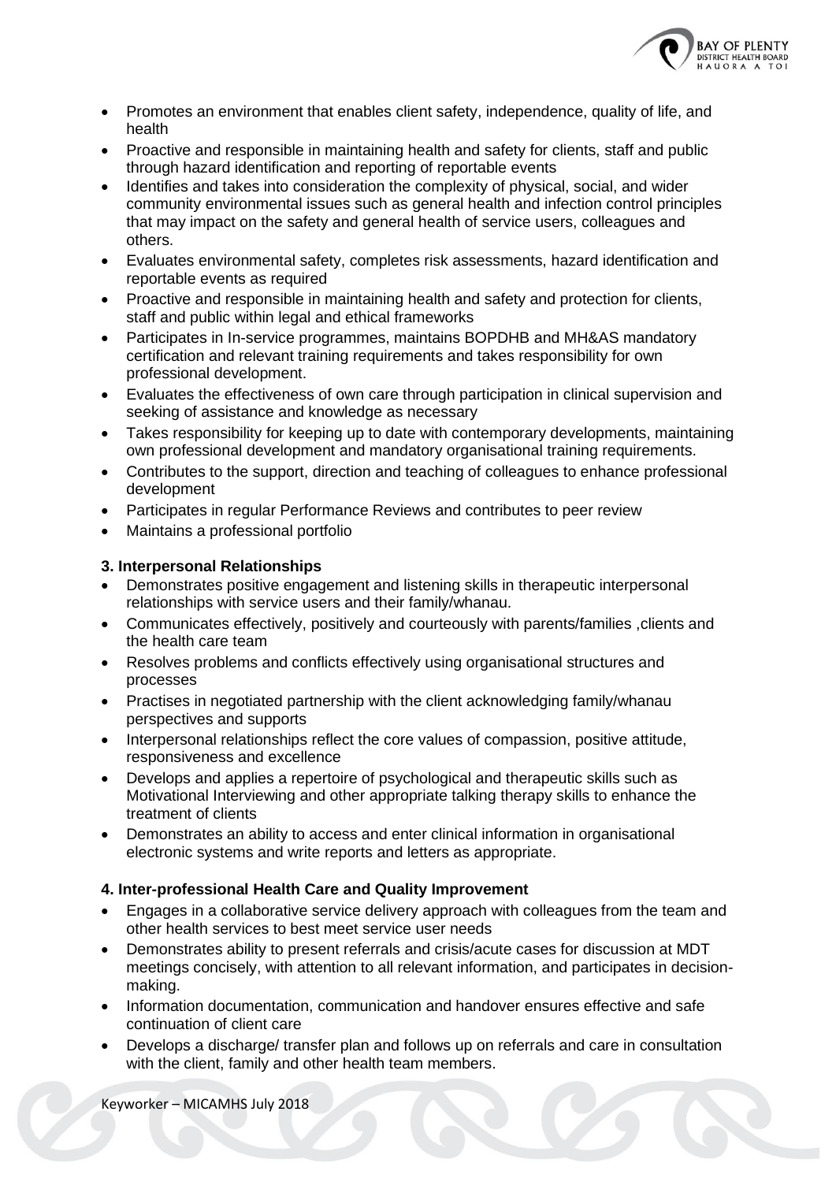- Promotes an environment that enables client safety, independence, quality of life, and health
- Proactive and responsible in maintaining health and safety for clients, staff and public through hazard identification and reporting of reportable events
- Identifies and takes into consideration the complexity of physical, social, and wider community environmental issues such as general health and infection control principles that may impact on the safety and general health of service users, colleagues and others.
- Evaluates environmental safety, completes risk assessments, hazard identification and reportable events as required
- Proactive and responsible in maintaining health and safety and protection for clients, staff and public within legal and ethical frameworks
- Participates in In-service programmes, maintains BOPDHB and MH&AS mandatory certification and relevant training requirements and takes responsibility for own professional development.
- Evaluates the effectiveness of own care through participation in clinical supervision and seeking of assistance and knowledge as necessary
- Takes responsibility for keeping up to date with contemporary developments, maintaining own professional development and mandatory organisational training requirements.
- Contributes to the support, direction and teaching of colleagues to enhance professional development
- Participates in regular Performance Reviews and contributes to peer review
- Maintains a professional portfolio

**3. Interpersonal Relationships**

- Demonstrates positive engagement and listening skills in therapeutic interpersonal relationships with service users and their family/whanau.
- Communicates effectively, positively and courteously with parents/families ,clients and the health care team
- Resolves problems and conflicts effectively using organisational structures and processes
- Practises in negotiated partnership with the client acknowledging family/whanau perspectives and supports
- Interpersonal relationships reflect the core values of compassion, positive attitude, responsiveness and excellence
- Develops and applies a repertoire of psychological and therapeutic skills such as Motivational Interviewing and other appropriate talking therapy skills to enhance the treatment of clients
- Demonstrates an ability to access and enter clinical information in organisational electronic systems and write reports and letters as appropriate.

**4. Inter-professional Health Care and Quality Improvement**

- Engages in a collaborative service delivery approach with colleagues from the team and other health services to best meet service user needs
- Demonstrates ability to present referrals and crisis/acute cases for discussion at MDT meetings concisely, with attention to all relevant information, and participates in decision-making.
- Information documentation, communication and handover ensures effective and safe continuation of client care
- Develops a discharge/ transfer plan and follows up on referrals and care in consultation with the client, family and other health team members.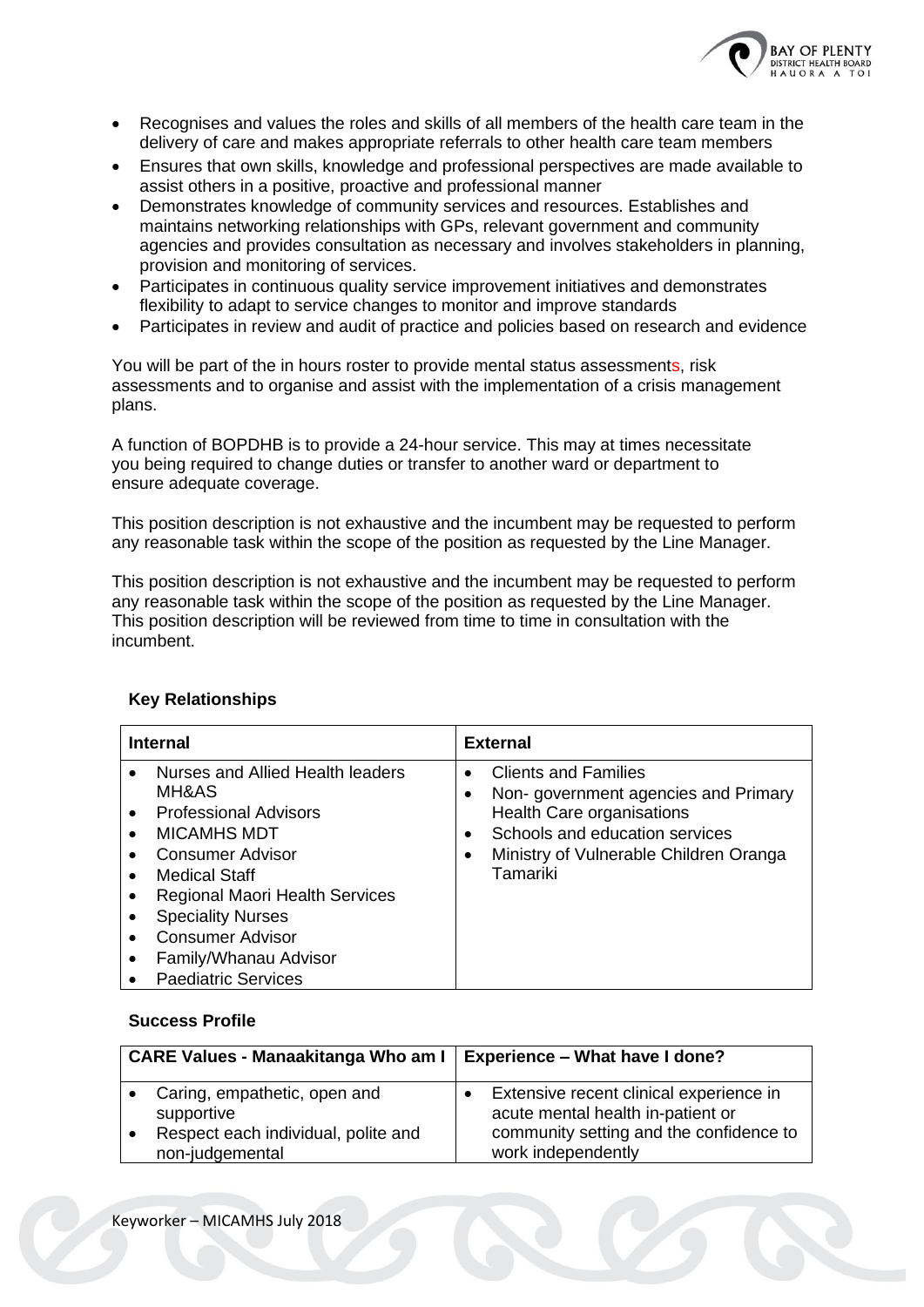- Recognises and values the roles and skills of all members of the health care team in the delivery of care and makes appropriate referrals to other health care team members
- Ensures that own skills, knowledge and professional perspectives are made available to assist others in a positive, proactive and professional manner
- Demonstrates knowledge of community services and resources. Establishes and maintains networking relationships with GPs, relevant government and community agencies and provides consultation as necessary and involves stakeholders in planning, provision and monitoring of services.
- Participates in continuous quality service improvement initiatives and demonstrates flexibility to adapt to service changes to monitor and improve standards
- Participates in review and audit of practice and policies based on research and evidence

You will be part of the in hours roster to provide mental status assessments, risk assessments and to organise and assist with the implementation of a crisis management plans.

A function of BOPDHB is to provide a 24-hour service. This may at times necessitate you being required to change duties or transfer to another ward or department to ensure adequate coverage.

This position description is not exhaustive and the incumbent may be requested to perform any reasonable task within the scope of the position as requested by the Line Manager.

This position description is not exhaustive and the incumbent may be requested to perform any reasonable task within the scope of the position as requested by the Line Manager. This position description will be reviewed from time to time in consultation with the incumbent.

### Key Relationships

| Internal | External |
|---|---|
| • Nurses and Allied Health leaders MH&AS<br>• Professional Advisors<br>• MICAMHS MDT<br>• Consumer Advisor<br>• Medical Staff<br>• Regional Maori Health Services<br>• Speciality Nurses<br>• Consumer Advisor<br>• Family/Whanau Advisor<br>• Paediatric Services | • Clients and Families<br>• Non- government agencies and Primary Health Care organisations<br>• Schools and education services<br>• Ministry of Vulnerable Children Oranga Tamariki |

### Success Profile

| CARE Values - Manaakitanga Who am I | Experience – What have I done? |
|---|---|
| • Caring, empathetic, open and supportive<br>• Respect each individual, polite and non-judgemental | • Extensive recent clinical experience in acute mental health in-patient or community setting and the confidence to work independently |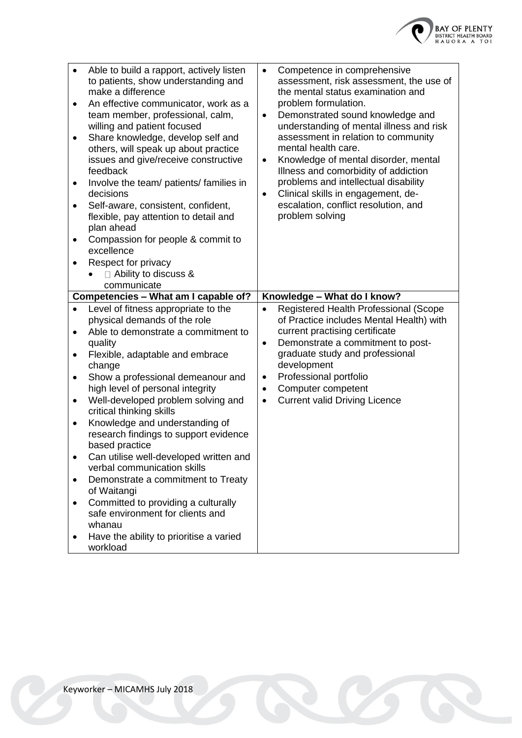| | |
|---|---|
| • Able to build a rapport, actively listen to patients, show understanding and make a difference<br>• An effective communicator, work as a team member, professional, calm, willing and patient focused<br>• Share knowledge, develop self and others, will speak up about practice issues and give/receive constructive feedback<br>• Involve the team/ patients/ families in decisions<br>• Self-aware, consistent, confident, flexible, pay attention to detail and plan ahead<br>• Compassion for people & commit to excellence<br>• Respect for privacy<br>    • Ability to discuss & communicate | • Competence in comprehensive assessment, risk assessment, the use of the mental status examination and problem formulation.<br>• Demonstrated sound knowledge and understanding of mental illness and risk assessment in relation to community mental health care.<br>• Knowledge of mental disorder, mental Illness and comorbidity of addiction problems and intellectual disability<br>• Clinical skills in engagement, de-escalation, conflict resolution, and problem solving |
| **Competencies – What am I capable of?** | **Knowledge – What do I know?** |
| • Level of fitness appropriate to the physical demands of the role<br>• Able to demonstrate a commitment to quality<br>• Flexible, adaptable and embrace change<br>• Show a professional demeanour and high level of personal integrity<br>• Well-developed problem solving and critical thinking skills<br>• Knowledge and understanding of research findings to support evidence based practice<br>• Can utilise well-developed written and verbal communication skills<br>• Demonstrate a commitment to Treaty of Waitangi<br>• Committed to providing a culturally safe environment for clients and whanau<br>• Have the ability to prioritise a varied workload | • Registered Health Professional (Scope of Practice includes Mental Health) with current practising certificate<br>• Demonstrate a commitment to post-graduate study and professional development<br>• Professional portfolio<br>• Computer competent<br>• Current valid Driving Licence |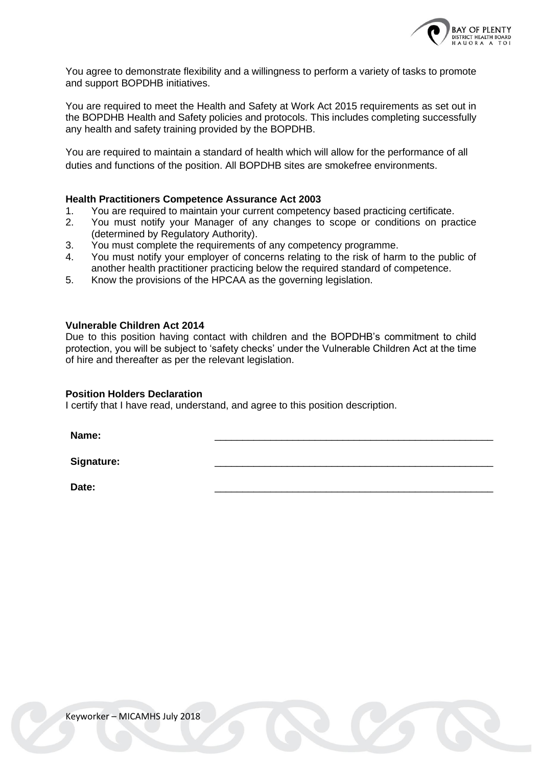You agree to demonstrate flexibility and a willingness to perform a variety of tasks to promote and support BOPDHB initiatives.

You are required to meet the Health and Safety at Work Act 2015 requirements as set out in the BOPDHB Health and Safety policies and protocols. This includes completing successfully any health and safety training provided by the BOPDHB.

You are required to maintain a standard of health which will allow for the performance of all duties and functions of the position. All BOPDHB sites are smokefree environments.

**Health Practitioners Competence Assurance Act 2003**

1. You are required to maintain your current competency based practicing certificate.
2. You must notify your Manager of any changes to scope or conditions on practice (determined by Regulatory Authority).
3. You must complete the requirements of any competency programme.
4. You must notify your employer of concerns relating to the risk of harm to the public of another health practitioner practicing below the required standard of competence.
5. Know the provisions of the HPCAA as the governing legislation.

**Vulnerable Children Act 2014**

Due to this position having contact with children and the BOPDHB's commitment to child protection, you will be subject to 'safety checks' under the Vulnerable Children Act at the time of hire and thereafter as per the relevant legislation.

**Position Holders Declaration**

I certify that I have read, understand, and agree to this position description.

**Name:** \_\_\_\_\_\_\_\_\_\_\_\_\_\_\_\_\_\_\_\_\_\_\_\_\_\_\_\_\_\_\_\_\_\_\_\_\_\_\_\_\_\_\_\_\_\_\_\_\_\_

**Signature:** \_\_\_\_\_\_\_\_\_\_\_\_\_\_\_\_\_\_\_\_\_\_\_\_\_\_\_\_\_\_\_\_\_\_\_\_\_\_\_\_\_\_\_\_\_\_\_\_\_\_

**Date:** \_\_\_\_\_\_\_\_\_\_\_\_\_\_\_\_\_\_\_\_\_\_\_\_\_\_\_\_\_\_\_\_\_\_\_\_\_\_\_\_\_\_\_\_\_\_\_\_\_\_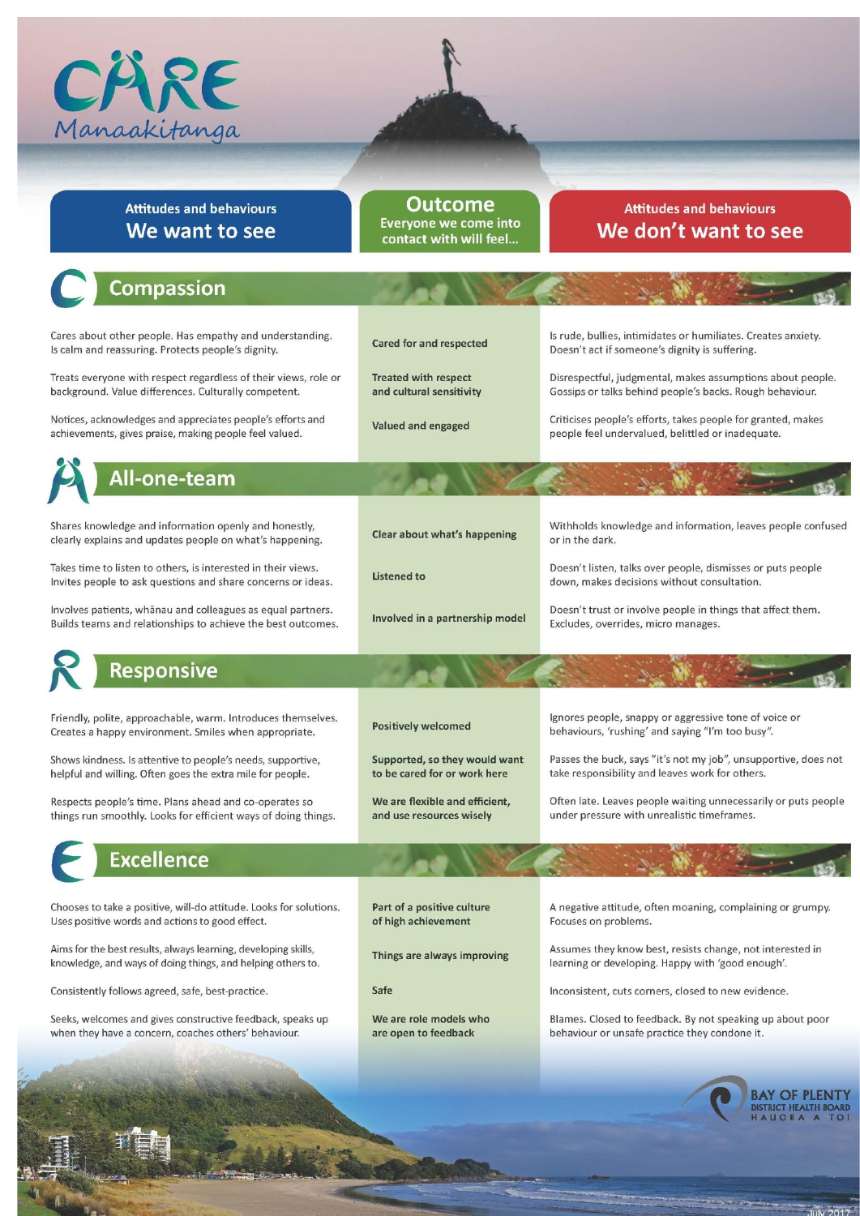# CARE Manaakitanga

| Attitudes and behaviours **We want to see** | **Outcome** Everyone we come into contact with will feel... | Attitudes and behaviours **We don't want to see** |
|---|---|---|
| **Compassion** | | |
| Cares about other people. Has empathy and understanding. Is calm and reassuring. Protects people's dignity. | Cared for and respected | Is rude, bullies, intimidates or humiliates. Creates anxiety. Doesn't act if someone's dignity is suffering. |
| Treats everyone with respect regardless of their views, role or background. Value differences. Culturally competent. | Treated with respect and cultural sensitivity | Disrespectful, judgmental, makes assumptions about people. Gossips or talks behind people's backs. Rough behaviour. |
| Notices, acknowledges and appreciates people's efforts and achievements, gives praise, making people feel valued. | Valued and engaged | Criticises people's efforts, takes people for granted, makes people feel undervalued, belittled or inadequate. |
| **All-one-team** | | |
| Shares knowledge and information openly and honestly, clearly explains and updates people on what's happening. | Clear about what's happening | Withholds knowledge and information, leaves people confused or in the dark. |
| Takes time to listen to others, is interested in their views. Invites people to ask questions and share concerns or ideas. | Listened to | Doesn't listen, talks over people, dismisses or puts people down, makes decisions without consultation. |
| Involves patients, whānau and colleagues as equal partners. Builds teams and relationships to achieve the best outcomes. | Involved in a partnership model | Doesn't trust or involve people in things that affect them. Excludes, overrides, micro manages. |
| **Responsive** | | |
| Friendly, polite, approachable, warm. Introduces themselves. Creates a happy environment. Smiles when appropriate. | Positively welcomed | Ignores people, snappy or aggressive tone of voice or behaviours, 'rushing' and saying "I'm too busy". |
| Shows kindness. Is attentive to people's needs, supportive, helpful and willing. Often goes the extra mile for people. | Supported, so they would want to be cared for or work here | Passes the buck, says "it's not my job", unsupportive, does not take responsibility and leaves work for others. |
| Respects people's time. Plans ahead and co-operates so things run smoothly. Looks for efficient ways of doing things. | We are flexible and efficient, and use resources wisely | Often late. Leaves people waiting unnecessarily or puts people under pressure with unrealistic timeframes. |
| **Excellence** | | |
| Chooses to take a positive, will-do attitude. Looks for solutions. Uses positive words and actions to good effect. | Part of a positive culture of high achievement | A negative attitude, often moaning, complaining or grumpy. Focuses on problems. |
| Aims for the best results, always learning, developing skills, knowledge, and ways of doing things, and helping others to. | Things are always improving | Assumes they know best, resists change, not interested in learning or developing. Happy with 'good enough'. |
| Consistently follows agreed, safe, best-practice. | Safe | Inconsistent, cuts corners, closed to new evidence. |
| Seeks, welcomes and gives constructive feedback, speaks up when they have a concern, coaches others' behaviour. | We are role models who are open to feedback | Blames. Closed to feedback. By not speaking up about poor behaviour or unsafe practice they condone it. |

BAY OF PLENTY DISTRICT HEALTH BOARD
HAUORA A TOI

July 2017